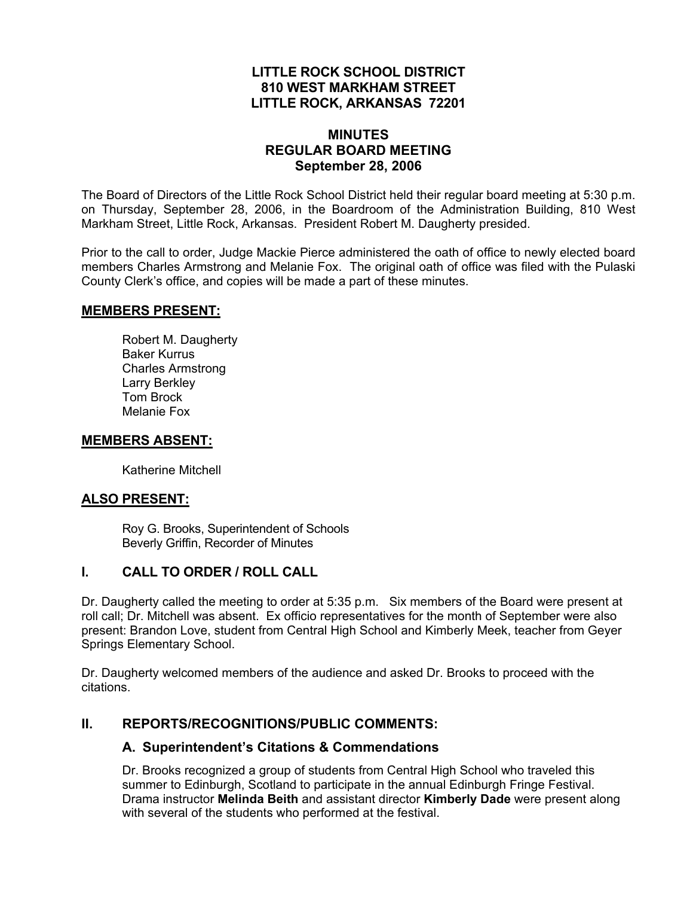# LITTLE ROCK SCHOOL DISTRICT
## 810 WEST MARKHAM STREET
## LITTLE ROCK, ARKANSAS 72201

## MINUTES
## REGULAR BOARD MEETING
## September 28, 2006

The Board of Directors of the Little Rock School District held their regular board meeting at 5:30 p.m. on Thursday, September 28, 2006, in the Boardroom of the Administration Building, 810 West Markham Street, Little Rock, Arkansas. President Robert M. Daugherty presided.

Prior to the call to order, Judge Mackie Pierce administered the oath of office to newly elected board members Charles Armstrong and Melanie Fox. The original oath of office was filed with the Pulaski County Clerk's office, and copies will be made a part of these minutes.

## MEMBERS PRESENT:

Robert M. Daugherty
Baker Kurrus
Charles Armstrong
Larry Berkley
Tom Brock
Melanie Fox

## MEMBERS ABSENT:

Katherine Mitchell

## ALSO PRESENT:

Roy G. Brooks, Superintendent of Schools
Beverly Griffin, Recorder of Minutes

## I. CALL TO ORDER / ROLL CALL

Dr. Daugherty called the meeting to order at 5:35 p.m. Six members of the Board were present at roll call; Dr. Mitchell was absent. Ex officio representatives for the month of September were also present: Brandon Love, student from Central High School and Kimberly Meek, teacher from Geyer Springs Elementary School.

Dr. Daugherty welcomed members of the audience and asked Dr. Brooks to proceed with the citations.

## II. REPORTS/RECOGNITIONS/PUBLIC COMMENTS:

### A. Superintendent's Citations & Commendations

Dr. Brooks recognized a group of students from Central High School who traveled this summer to Edinburgh, Scotland to participate in the annual Edinburgh Fringe Festival. Drama instructor **Melinda Beith** and assistant director **Kimberly Dade** were present along with several of the students who performed at the festival.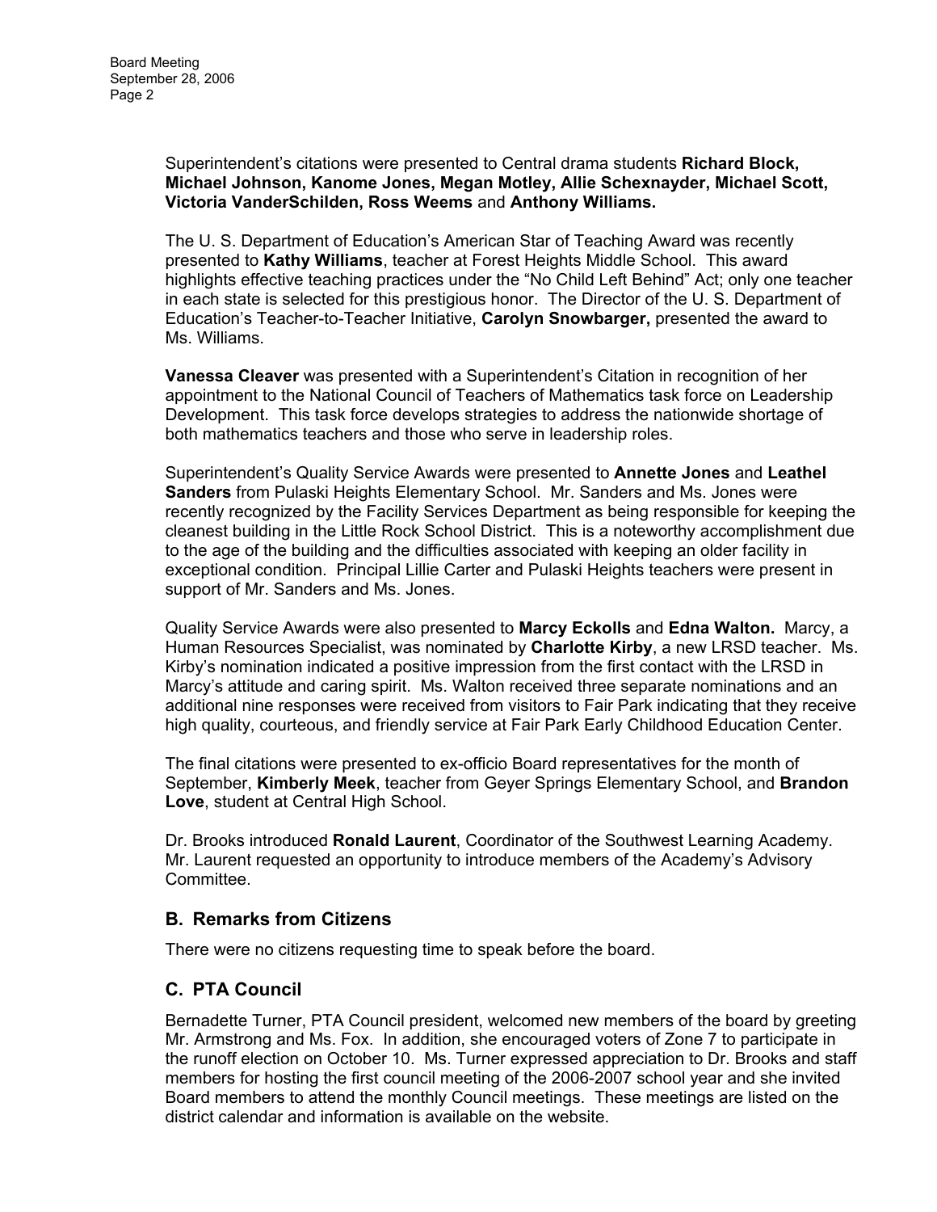Superintendent's citations were presented to Central drama students **Richard Block, Michael Johnson, Kanome Jones, Megan Motley, Allie Schexnayder, Michael Scott, Victoria VanderSchilden, Ross Weems** and **Anthony Williams.**

The U. S. Department of Education's American Star of Teaching Award was recently presented to **Kathy Williams**, teacher at Forest Heights Middle School. This award highlights effective teaching practices under the "No Child Left Behind" Act; only one teacher in each state is selected for this prestigious honor. The Director of the U. S. Department of Education's Teacher-to-Teacher Initiative, **Carolyn Snowbarger,** presented the award to Ms. Williams.

**Vanessa Cleaver** was presented with a Superintendent's Citation in recognition of her appointment to the National Council of Teachers of Mathematics task force on Leadership Development. This task force develops strategies to address the nationwide shortage of both mathematics teachers and those who serve in leadership roles.

Superintendent's Quality Service Awards were presented to **Annette Jones** and **Leathel Sanders** from Pulaski Heights Elementary School. Mr. Sanders and Ms. Jones were recently recognized by the Facility Services Department as being responsible for keeping the cleanest building in the Little Rock School District. This is a noteworthy accomplishment due to the age of the building and the difficulties associated with keeping an older facility in exceptional condition. Principal Lillie Carter and Pulaski Heights teachers were present in support of Mr. Sanders and Ms. Jones.

Quality Service Awards were also presented to **Marcy Eckolls** and **Edna Walton.** Marcy, a Human Resources Specialist, was nominated by **Charlotte Kirby**, a new LRSD teacher. Ms. Kirby's nomination indicated a positive impression from the first contact with the LRSD in Marcy's attitude and caring spirit. Ms. Walton received three separate nominations and an additional nine responses were received from visitors to Fair Park indicating that they receive high quality, courteous, and friendly service at Fair Park Early Childhood Education Center.

The final citations were presented to ex-officio Board representatives for the month of September, **Kimberly Meek**, teacher from Geyer Springs Elementary School, and **Brandon Love**, student at Central High School.

Dr. Brooks introduced **Ronald Laurent**, Coordinator of the Southwest Learning Academy. Mr. Laurent requested an opportunity to introduce members of the Academy's Advisory Committee.

## B. Remarks from Citizens

There were no citizens requesting time to speak before the board.

## C. PTA Council

Bernadette Turner, PTA Council president, welcomed new members of the board by greeting Mr. Armstrong and Ms. Fox. In addition, she encouraged voters of Zone 7 to participate in the runoff election on October 10. Ms. Turner expressed appreciation to Dr. Brooks and staff members for hosting the first council meeting of the 2006-2007 school year and she invited Board members to attend the monthly Council meetings. These meetings are listed on the district calendar and information is available on the website.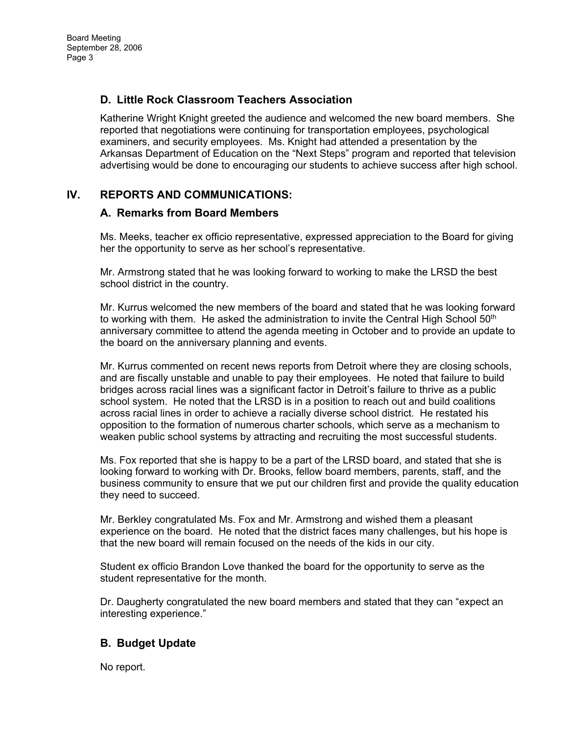### D. Little Rock Classroom Teachers Association

Katherine Wright Knight greeted the audience and welcomed the new board members. She reported that negotiations were continuing for transportation employees, psychological examiners, and security employees. Ms. Knight had attended a presentation by the Arkansas Department of Education on the "Next Steps" program and reported that television advertising would be done to encouraging our students to achieve success after high school.

## IV. REPORTS AND COMMUNICATIONS:

### A. Remarks from Board Members

Ms. Meeks, teacher ex officio representative, expressed appreciation to the Board for giving her the opportunity to serve as her school's representative.

Mr. Armstrong stated that he was looking forward to working to make the LRSD the best school district in the country.

Mr. Kurrus welcomed the new members of the board and stated that he was looking forward to working with them. He asked the administration to invite the Central High School 50th anniversary committee to attend the agenda meeting in October and to provide an update to the board on the anniversary planning and events.

Mr. Kurrus commented on recent news reports from Detroit where they are closing schools, and are fiscally unstable and unable to pay their employees. He noted that failure to build bridges across racial lines was a significant factor in Detroit's failure to thrive as a public school system. He noted that the LRSD is in a position to reach out and build coalitions across racial lines in order to achieve a racially diverse school district. He restated his opposition to the formation of numerous charter schools, which serve as a mechanism to weaken public school systems by attracting and recruiting the most successful students.

Ms. Fox reported that she is happy to be a part of the LRSD board, and stated that she is looking forward to working with Dr. Brooks, fellow board members, parents, staff, and the business community to ensure that we put our children first and provide the quality education they need to succeed.

Mr. Berkley congratulated Ms. Fox and Mr. Armstrong and wished them a pleasant experience on the board. He noted that the district faces many challenges, but his hope is that the new board will remain focused on the needs of the kids in our city.

Student ex officio Brandon Love thanked the board for the opportunity to serve as the student representative for the month.

Dr. Daugherty congratulated the new board members and stated that they can "expect an interesting experience."

### B. Budget Update

No report.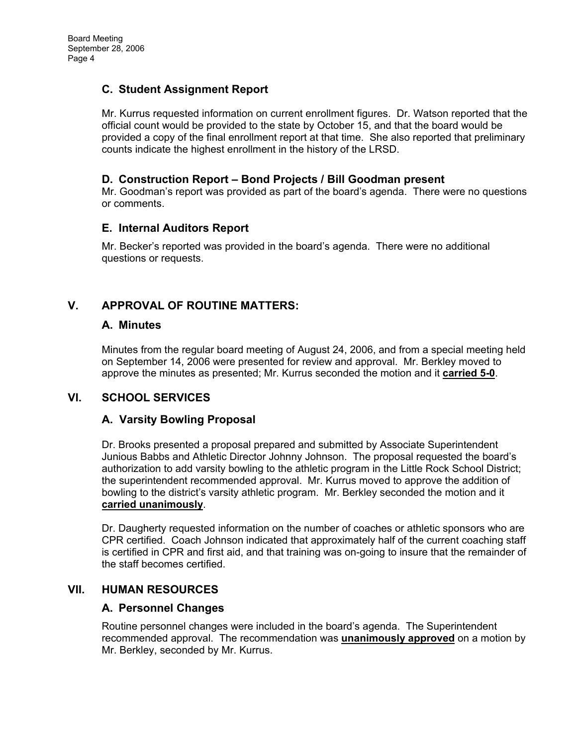### C. Student Assignment Report

Mr. Kurrus requested information on current enrollment figures. Dr. Watson reported that the official count would be provided to the state by October 15, and that the board would be provided a copy of the final enrollment report at that time. She also reported that preliminary counts indicate the highest enrollment in the history of the LRSD.

### D. Construction Report – Bond Projects / Bill Goodman present

Mr. Goodman's report was provided as part of the board's agenda. There were no questions or comments.

### E. Internal Auditors Report

Mr. Becker's reported was provided in the board's agenda. There were no additional questions or requests.

## V. APPROVAL OF ROUTINE MATTERS:

### A. Minutes

Minutes from the regular board meeting of August 24, 2006, and from a special meeting held on September 14, 2006 were presented for review and approval. Mr. Berkley moved to approve the minutes as presented; Mr. Kurrus seconded the motion and it **carried 5-0**.

## VI. SCHOOL SERVICES

### A. Varsity Bowling Proposal

Dr. Brooks presented a proposal prepared and submitted by Associate Superintendent Junious Babbs and Athletic Director Johnny Johnson. The proposal requested the board's authorization to add varsity bowling to the athletic program in the Little Rock School District; the superintendent recommended approval. Mr. Kurrus moved to approve the addition of bowling to the district's varsity athletic program. Mr. Berkley seconded the motion and it **carried unanimously**.

Dr. Daugherty requested information on the number of coaches or athletic sponsors who are CPR certified. Coach Johnson indicated that approximately half of the current coaching staff is certified in CPR and first aid, and that training was on-going to insure that the remainder of the staff becomes certified.

## VII. HUMAN RESOURCES

### A. Personnel Changes

Routine personnel changes were included in the board's agenda. The Superintendent recommended approval. The recommendation was **unanimously approved** on a motion by Mr. Berkley, seconded by Mr. Kurrus.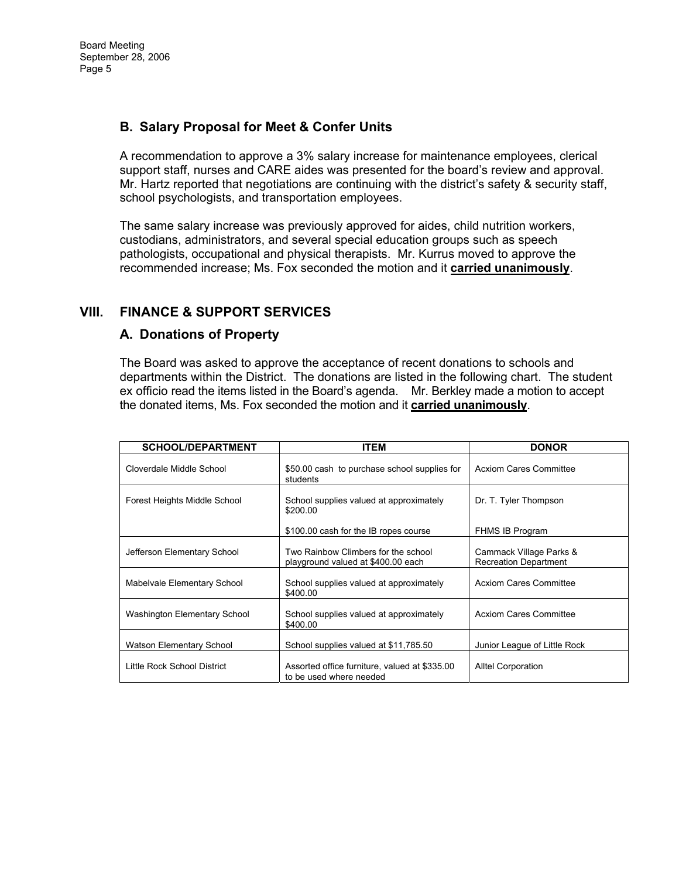### B. Salary Proposal for Meet & Confer Units

A recommendation to approve a 3% salary increase for maintenance employees, clerical support staff, nurses and CARE aides was presented for the board's review and approval. Mr. Hartz reported that negotiations are continuing with the district's safety & security staff, school psychologists, and transportation employees.

The same salary increase was previously approved for aides, child nutrition workers, custodians, administrators, and several special education groups such as speech pathologists, occupational and physical therapists. Mr. Kurrus moved to approve the recommended increase; Ms. Fox seconded the motion and it **carried unanimously**.

## VIII. FINANCE & SUPPORT SERVICES

### A. Donations of Property

The Board was asked to approve the acceptance of recent donations to schools and departments within the District. The donations are listed in the following chart. The student ex officio read the items listed in the Board's agenda. Mr. Berkley made a motion to accept the donated items, Ms. Fox seconded the motion and it **carried unanimously**.

| SCHOOL/DEPARTMENT | ITEM | DONOR |
|---|---|---|
| Cloverdale Middle School | $50.00 cash to purchase school supplies for students | Acxiom Cares Committee |
| Forest Heights Middle School | School supplies valued at approximately $200.00 | Dr. T. Tyler Thompson |
| | $100.00 cash for the IB ropes course | FHMS IB Program |
| Jefferson Elementary School | Two Rainbow Climbers for the school playground valued at $400.00 each | Cammack Village Parks & Recreation Department |
| Mabelvale Elementary School | School supplies valued at approximately $400.00 | Acxiom Cares Committee |
| Washington Elementary School | School supplies valued at approximately $400.00 | Acxiom Cares Committee |
| Watson Elementary School | School supplies valued at $11,785.50 | Junior League of Little Rock |
| Little Rock School District | Assorted office furniture, valued at $335.00 to be used where needed | Alltel Corporation |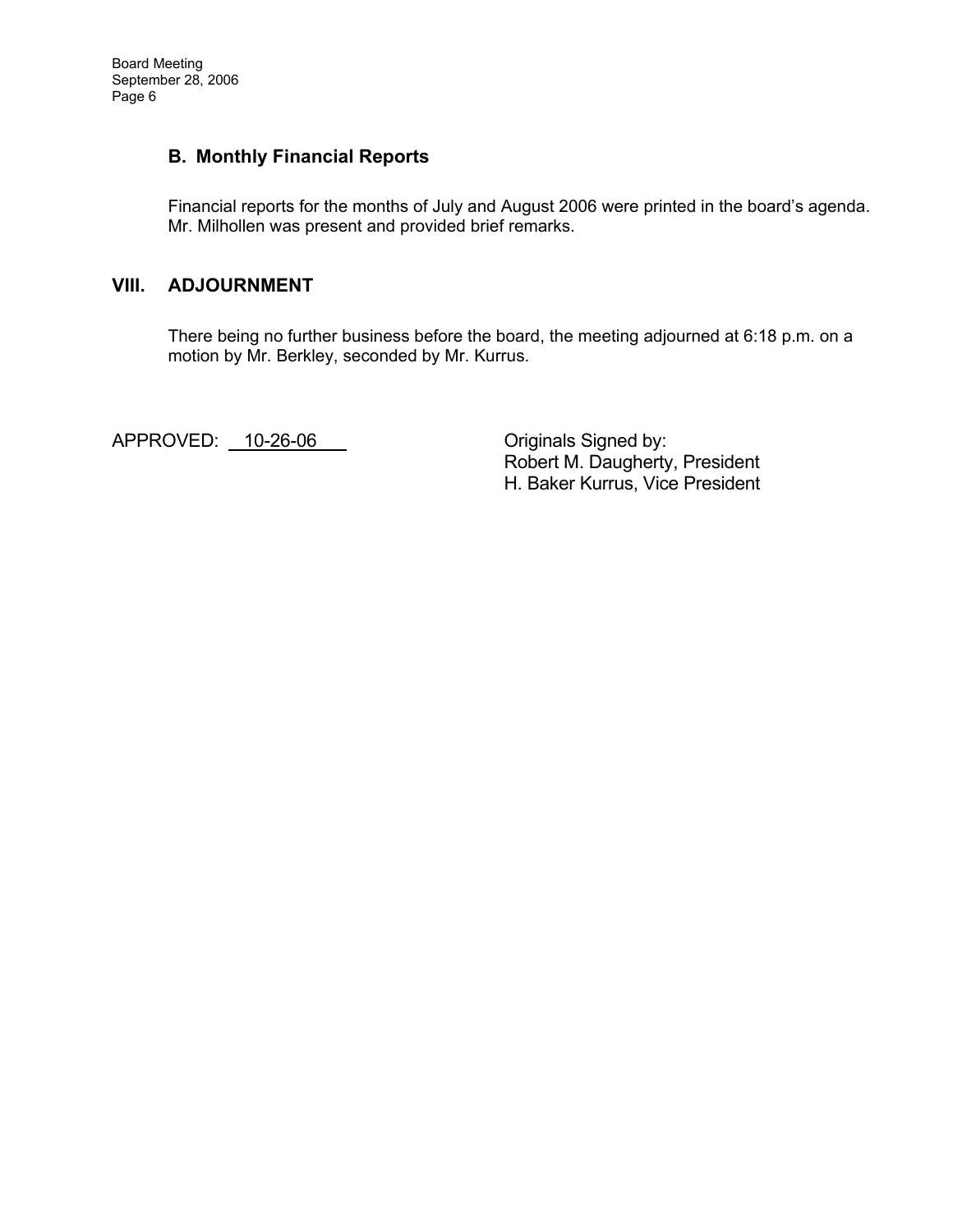### B. Monthly Financial Reports

Financial reports for the months of July and August 2006 were printed in the board's agenda. Mr. Milhollen was present and provided brief remarks.

## VIII. ADJOURNMENT

There being no further business before the board, the meeting adjourned at 6:18 p.m. on a motion by Mr. Berkley, seconded by Mr. Kurrus.

APPROVED: 10-26-06

Originals Signed by:
Robert M. Daugherty, President
H. Baker Kurrus, Vice President